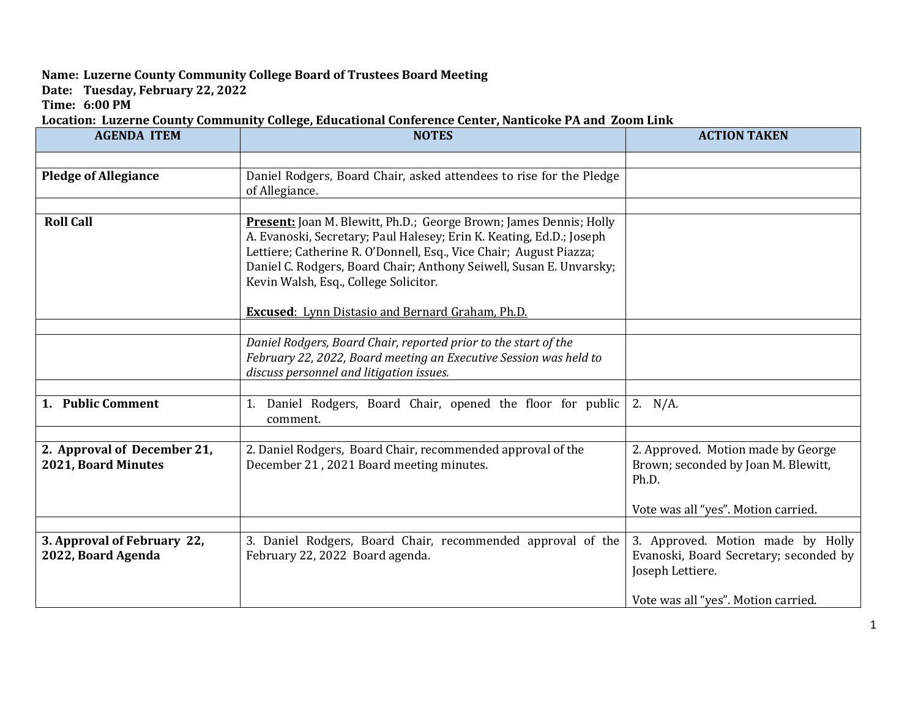**Name: Luzerne County Community College Board of Trustees Board Meeting**
**Date: Tuesday, February 22, 2022**
**Time: 6:00 PM**
**Location: Luzerne County Community College, Educational Conference Center, Nanticoke PA and Zoom Link**

| AGENDA ITEM | NOTES | ACTION TAKEN |
|---|---|---|
| | | |
| **Pledge of Allegiance** | Daniel Rodgers, Board Chair, asked attendees to rise for the Pledge of Allegiance. | |
| | | |
| **Roll Call** | **Present:** Joan M. Blewitt, Ph.D.; George Brown; James Dennis; Holly A. Evanoski, Secretary; Paul Halesey; Erin K. Keating, Ed.D.; Joseph Lettiere; Catherine R. O'Donnell, Esq., Vice Chair; August Piazza; Daniel C. Rodgers, Board Chair; Anthony Seiwell, Susan E. Unvarsky; Kevin Walsh, Esq., College Solicitor.<br><br>**Excused**: Lynn Distasio and Bernard Graham, Ph.D. | |
| | | |
| | *Daniel Rodgers, Board Chair, reported prior to the start of the February 22, 2022, Board meeting an Executive Session was held to discuss personnel and litigation issues.* | |
| | | |
| **1. Public Comment** | 1. Daniel Rodgers, Board Chair, opened the floor for public comment. | 2. N/A. |
| | | |
| **2. Approval of December 21, 2021, Board Minutes** | 2. Daniel Rodgers, Board Chair, recommended approval of the December 21 , 2021 Board meeting minutes. | 2. Approved. Motion made by George Brown; seconded by Joan M. Blewitt, Ph.D.<br><br>Vote was all "yes". Motion carried. |
| | | |
| **3. Approval of February 22, 2022, Board Agenda** | 3. Daniel Rodgers, Board Chair, recommended approval of the February 22, 2022 Board agenda. | 3. Approved. Motion made by Holly Evanoski, Board Secretary; seconded by Joseph Lettiere.<br><br>Vote was all "yes". Motion carried. |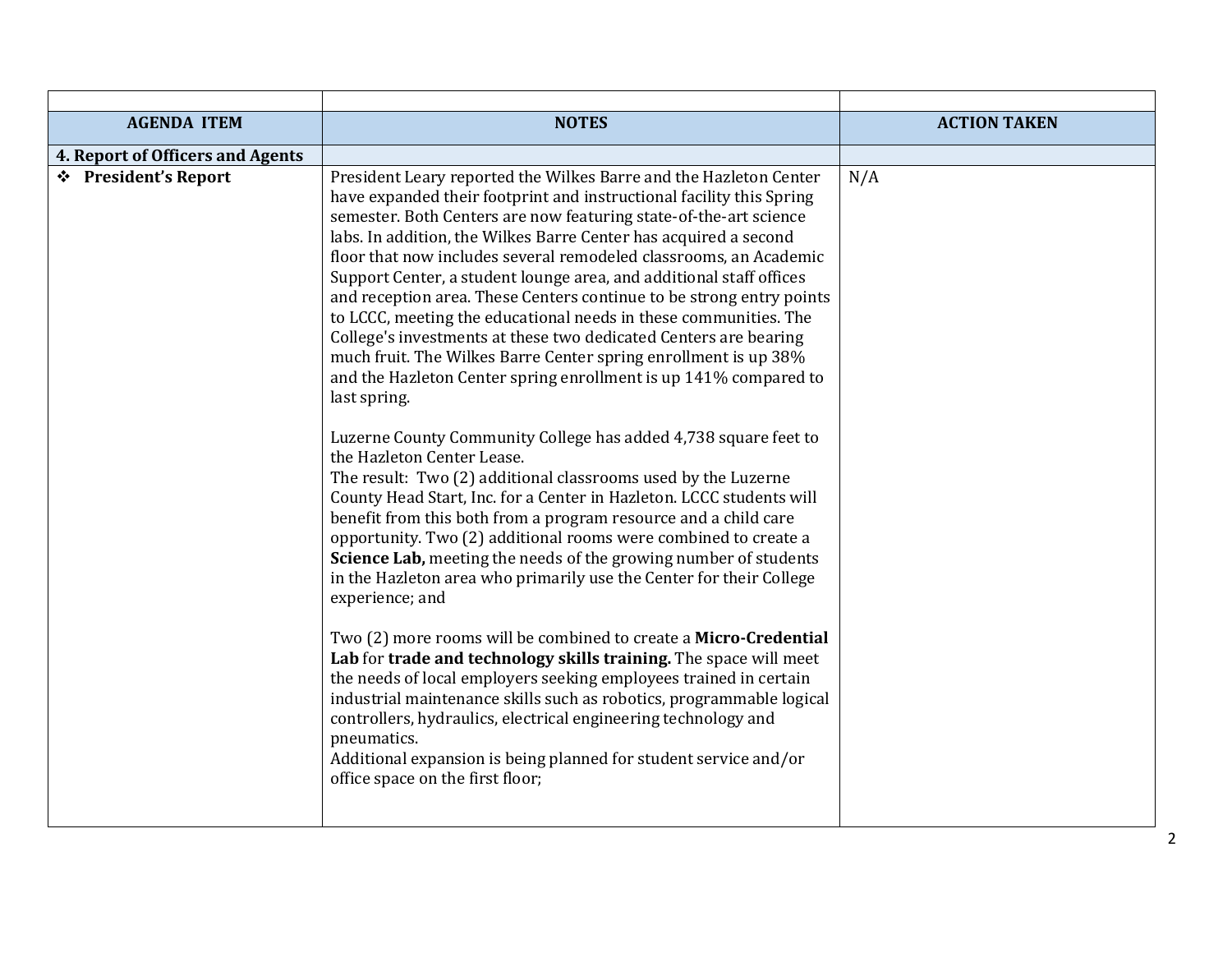| | | |
|---|---|---|
| **AGENDA ITEM** | **NOTES** | **ACTION TAKEN** |
| **4. Report of Officers and Agents** | | |
| ❖ **President's Report** | President Leary reported the Wilkes Barre and the Hazleton Center have expanded their footprint and instructional facility this Spring semester. Both Centers are now featuring state-of-the-art science labs. In addition, the Wilkes Barre Center has acquired a second floor that now includes several remodeled classrooms, an Academic Support Center, a student lounge area, and additional staff offices and reception area. These Centers continue to be strong entry points to LCCC, meeting the educational needs in these communities. The College's investments at these two dedicated Centers are bearing much fruit. The Wilkes Barre Center spring enrollment is up 38% and the Hazleton Center spring enrollment is up 141% compared to last spring.<br><br>Luzerne County Community College has added 4,738 square feet to the Hazleton Center Lease.<br>The result: Two (2) additional classrooms used by the Luzerne County Head Start, Inc. for a Center in Hazleton. LCCC students will benefit from this both from a program resource and a child care opportunity. Two (2) additional rooms were combined to create a **Science Lab,** meeting the needs of the growing number of students in the Hazleton area who primarily use the Center for their College experience; and<br><br>Two (2) more rooms will be combined to create a **Micro-Credential Lab** for **trade and technology skills training.** The space will meet the needs of local employers seeking employees trained in certain industrial maintenance skills such as robotics, programmable logical controllers, hydraulics, electrical engineering technology and pneumatics.<br>Additional expansion is being planned for student service and/or office space on the first floor; | N/A |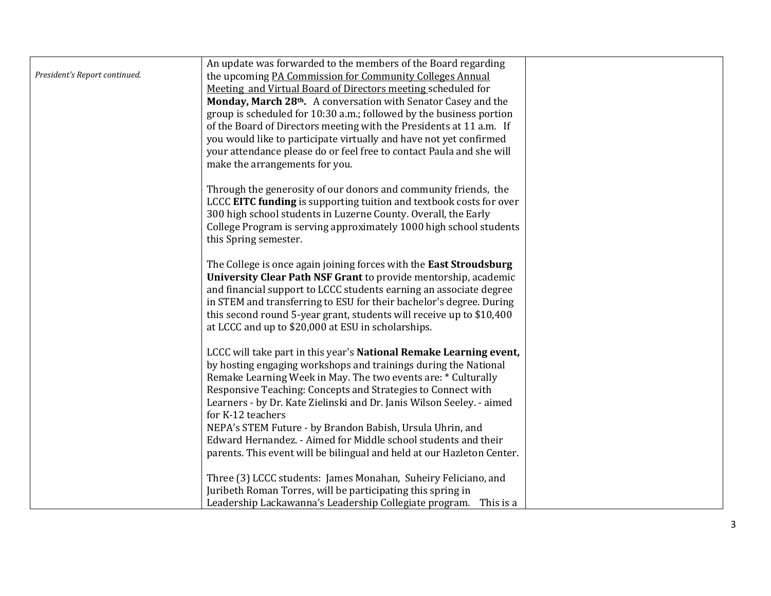| | | |
|---|---|---|
| *President's Report continued.* | An update was forwarded to the members of the Board regarding the upcoming PA Commission for Community Colleges Annual Meeting and Virtual Board of Directors meeting scheduled for **Monday, March 28th.** A conversation with Senator Casey and the group is scheduled for 10:30 a.m.; followed by the business portion of the Board of Directors meeting with the Presidents at 11 a.m. If you would like to participate virtually and have not yet confirmed your attendance please do or feel free to contact Paula and she will make the arrangements for you.<br><br>Through the generosity of our donors and community friends, the LCCC **EITC funding** is supporting tuition and textbook costs for over 300 high school students in Luzerne County. Overall, the Early College Program is serving approximately 1000 high school students this Spring semester.<br><br>The College is once again joining forces with the **East Stroudsburg University Clear Path NSF Grant** to provide mentorship, academic and financial support to LCCC students earning an associate degree in STEM and transferring to ESU for their bachelor's degree. During this second round 5-year grant, students will receive up to $10,400 at LCCC and up to $20,000 at ESU in scholarships.<br><br>LCCC will take part in this year's **National Remake Learning event,** by hosting engaging workshops and trainings during the National Remake Learning Week in May. The two events are: * Culturally Responsive Teaching: Concepts and Strategies to Connect with Learners - by Dr. Kate Zielinski and Dr. Janis Wilson Seeley. - aimed for K-12 teachers<br>NEPA's STEM Future - by Brandon Babish, Ursula Uhrin, and Edward Hernandez. - Aimed for Middle school students and their parents. This event will be bilingual and held at our Hazleton Center.<br><br>Three (3) LCCC students: James Monahan, Suheiry Feliciano, and Juribeth Roman Torres, will be participating this spring in Leadership Lackawanna's Leadership Collegiate program. This is a | |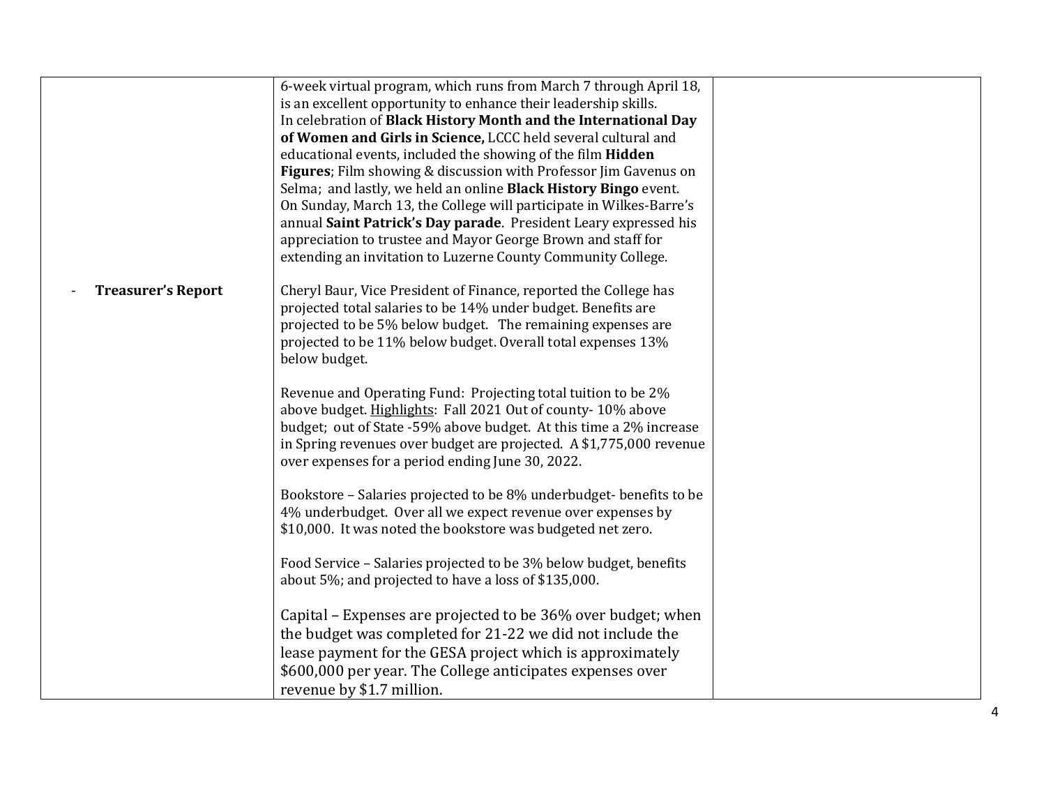| | | |
|---|---|---|
| | 6-week virtual program, which runs from March 7 through April 18, is an excellent opportunity to enhance their leadership skills.<br>In celebration of **Black History Month and the International Day of Women and Girls in Science,** LCCC held several cultural and educational events, included the showing of the film **Hidden Figures**; Film showing & discussion with Professor Jim Gavenus on Selma; and lastly, we held an online **Black History Bingo** event.<br>On Sunday, March 13, the College will participate in Wilkes-Barre's annual **Saint Patrick's Day parade**. President Leary expressed his appreciation to trustee and Mayor George Brown and staff for extending an invitation to Luzerne County Community College. | |
| - **Treasurer's Report** | Cheryl Baur, Vice President of Finance, reported the College has projected total salaries to be 14% under budget. Benefits are projected to be 5% below budget. The remaining expenses are projected to be 11% below budget. Overall total expenses 13% below budget.<br><br>Revenue and Operating Fund: Projecting total tuition to be 2% above budget. <u>Highlights</u>: Fall 2021 Out of county- 10% above budget; out of State -59% above budget. At this time a 2% increase in Spring revenues over budget are projected. A $1,775,000 revenue over expenses for a period ending June 30, 2022.<br><br>Bookstore – Salaries projected to be 8% underbudget- benefits to be 4% underbudget. Over all we expect revenue over expenses by $10,000. It was noted the bookstore was budgeted net zero.<br><br>Food Service – Salaries projected to be 3% below budget, benefits about 5%; and projected to have a loss of $135,000.<br><br>Capital – Expenses are projected to be 36% over budget; when the budget was completed for 21-22 we did not include the lease payment for the GESA project which is approximately $600,000 per year. The College anticipates expenses over revenue by $1.7 million. | |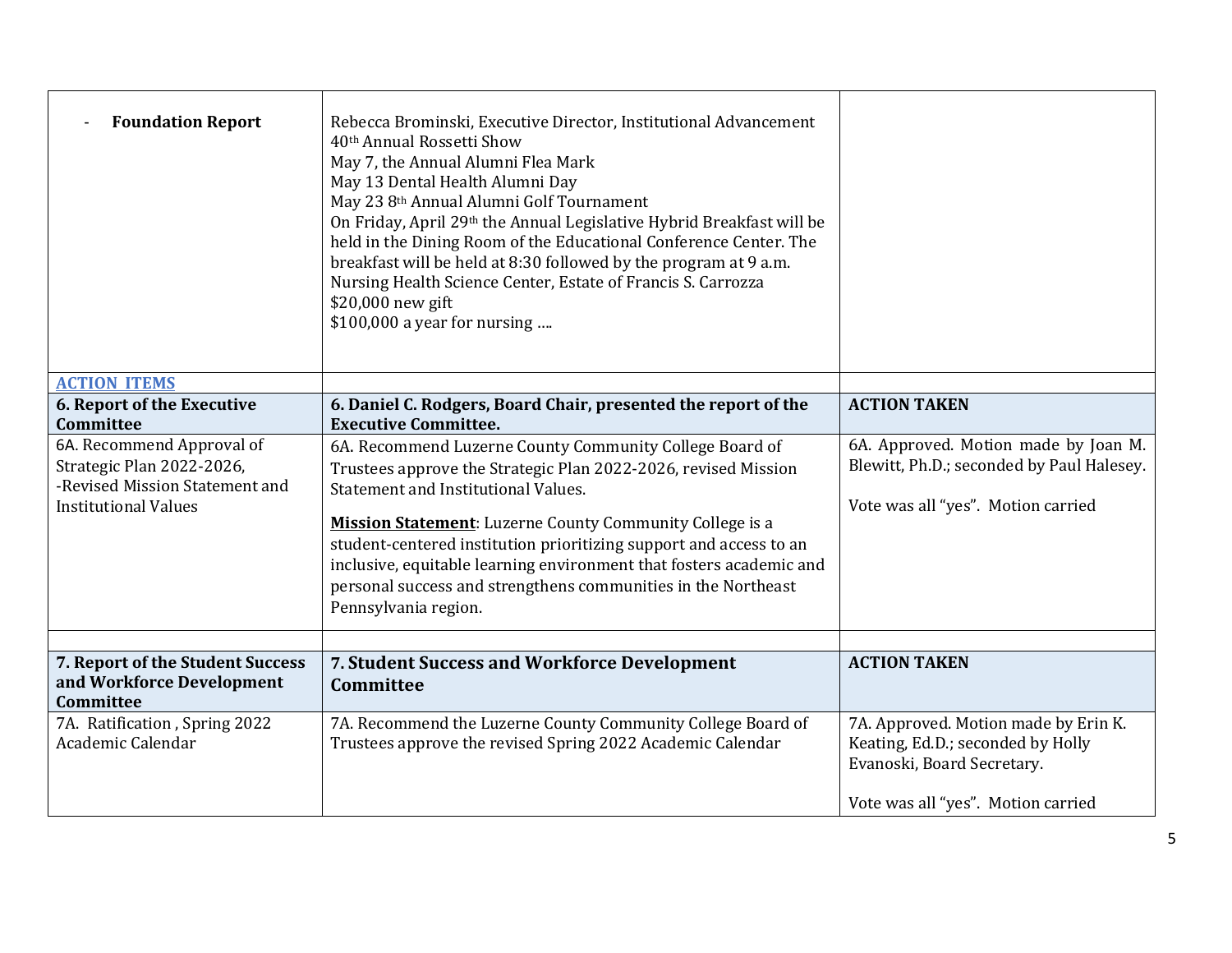| - **Foundation Report** | Rebecca Brominski, Executive Director, Institutional Advancement<br>40th Annual Rossetti Show<br>May 7, the Annual Alumni Flea Mark<br>May 13 Dental Health Alumni Day<br>May 23 8th Annual Alumni Golf Tournament<br>On Friday, April 29th the Annual Legislative Hybrid Breakfast will be held in the Dining Room of the Educational Conference Center. The breakfast will be held at 8:30 followed by the program at 9 a.m.<br>Nursing Health Science Center, Estate of Francis S. Carrozza<br>$20,000 new gift<br>$100,000 a year for nursing …. | |
|---|---|---|
| **ACTION ITEMS** | | |
| **6. Report of the Executive Committee** | **6. Daniel C. Rodgers, Board Chair, presented the report of the Executive Committee.** | **ACTION TAKEN** |
| 6A. Recommend Approval of Strategic Plan 2022-2026,<br>-Revised Mission Statement and Institutional Values | 6A. Recommend Luzerne County Community College Board of Trustees approve the Strategic Plan 2022-2026, revised Mission Statement and Institutional Values.<br><br>**Mission Statement**: Luzerne County Community College is a student-centered institution prioritizing support and access to an inclusive, equitable learning environment that fosters academic and personal success and strengthens communities in the Northeast Pennsylvania region. | 6A. Approved. Motion made by Joan M. Blewitt, Ph.D.; seconded by Paul Halesey.<br><br>Vote was all "yes". Motion carried |
| | | |
| **7. Report of the Student Success and Workforce Development Committee** | **7. Student Success and Workforce Development Committee** | **ACTION TAKEN** |
| 7A. Ratification , Spring 2022 Academic Calendar | 7A. Recommend the Luzerne County Community College Board of Trustees approve the revised Spring 2022 Academic Calendar | 7A. Approved. Motion made by Erin K. Keating, Ed.D.; seconded by Holly Evanoski, Board Secretary.<br><br>Vote was all "yes". Motion carried |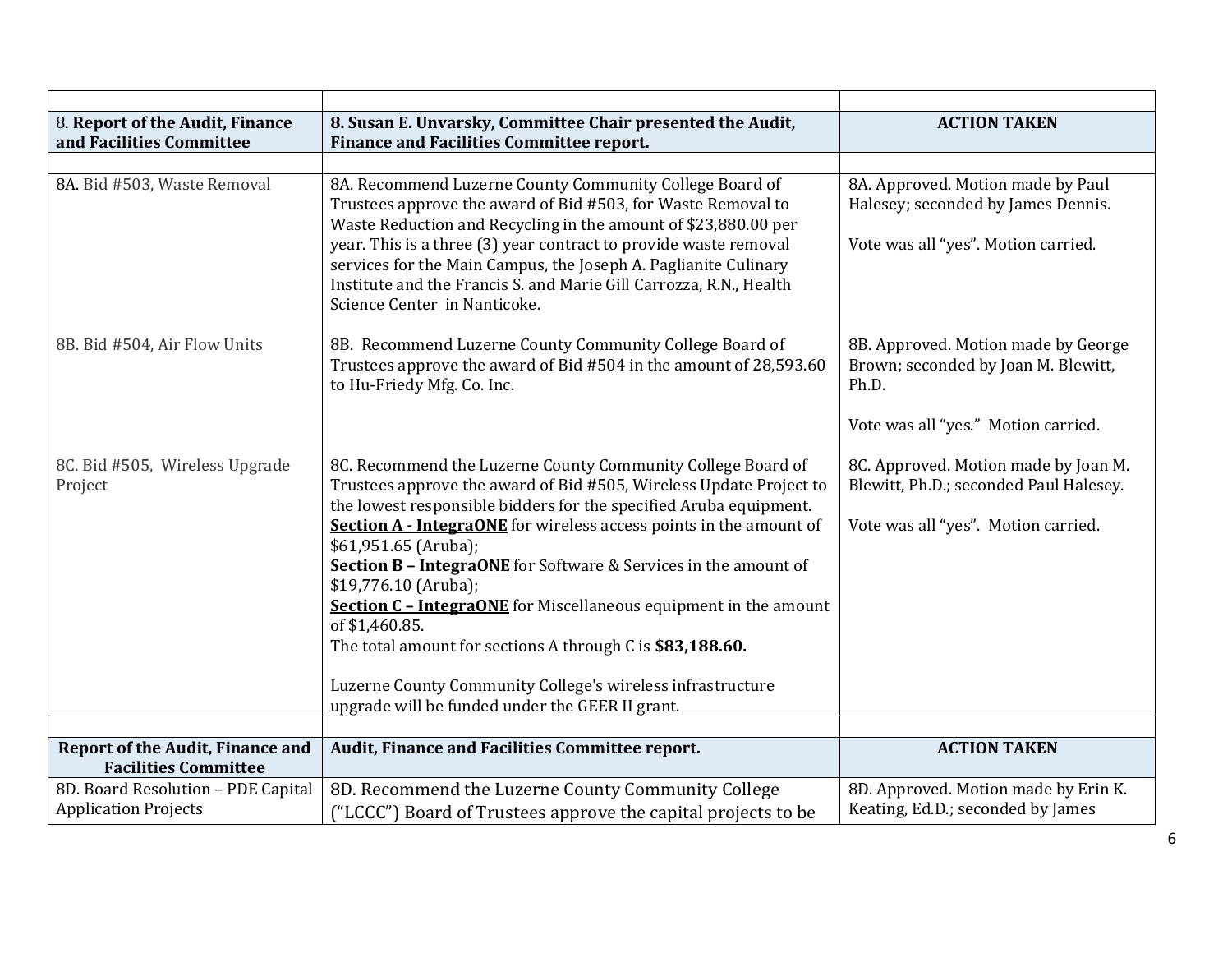| | | |
|---|---|---|
| 8. **Report of the Audit, Finance and Facilities Committee** | **8. Susan E. Unvarsky, Committee Chair presented the Audit, Finance and Facilities Committee report.** | **ACTION TAKEN** |
| | | |
| 8A. Bid #503, Waste Removal | 8A. Recommend Luzerne County Community College Board of Trustees approve the award of Bid #503, for Waste Removal to Waste Reduction and Recycling in the amount of $23,880.00 per year. This is a three (3) year contract to provide waste removal services for the Main Campus, the Joseph A. Paglianite Culinary Institute and the Francis S. and Marie Gill Carrozza, R.N., Health Science Center in Nanticoke. | 8A. Approved. Motion made by Paul Halesey; seconded by James Dennis.<br><br>Vote was all "yes". Motion carried. |
| 8B. Bid #504, Air Flow Units | 8B. Recommend Luzerne County Community College Board of Trustees approve the award of Bid #504 in the amount of 28,593.60 to Hu-Friedy Mfg. Co. Inc. | 8B. Approved. Motion made by George Brown; seconded by Joan M. Blewitt, Ph.D.<br><br>Vote was all "yes." Motion carried. |
| 8C. Bid #505, Wireless Upgrade Project | 8C. Recommend the Luzerne County Community College Board of Trustees approve the award of Bid #505, Wireless Update Project to the lowest responsible bidders for the specified Aruba equipment.<br>**Section A - IntegraONE** for wireless access points in the amount of $61,951.65 (Aruba);<br>**Section B – IntegraONE** for Software & Services in the amount of $19,776.10 (Aruba);<br>**Section C – IntegraONE** for Miscellaneous equipment in the amount of $1,460.85.<br>The total amount for sections A through C is **$83,188.60.**<br><br>Luzerne County Community College's wireless infrastructure upgrade will be funded under the GEER II grant. | 8C. Approved. Motion made by Joan M. Blewitt, Ph.D.; seconded Paul Halesey.<br><br>Vote was all "yes". Motion carried. |
| | | |
| **Report of the Audit, Finance and Facilities Committee** | **Audit, Finance and Facilities Committee report.** | **ACTION TAKEN** |
| 8D. Board Resolution – PDE Capital Application Projects | 8D. Recommend the Luzerne County Community College ("LCCC") Board of Trustees approve the capital projects to be | 8D. Approved. Motion made by Erin K. Keating, Ed.D.; seconded by James |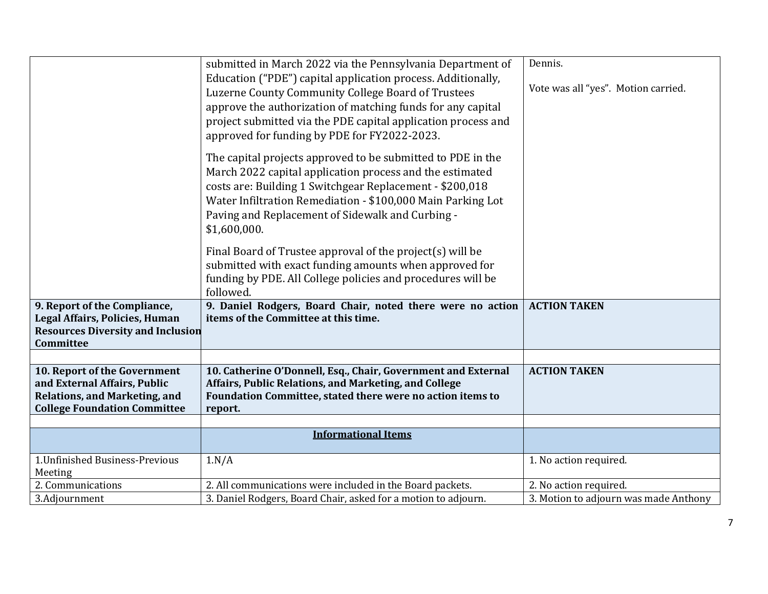| | | |
|---|---|---|
| | submitted in March 2022 via the Pennsylvania Department of Education ("PDE") capital application process. Additionally, Luzerne County Community College Board of Trustees approve the authorization of matching funds for any capital project submitted via the PDE capital application process and approved for funding by PDE for FY2022-2023.<br><br>The capital projects approved to be submitted to PDE in the March 2022 capital application process and the estimated costs are: Building 1 Switchgear Replacement - $200,018 Water Infiltration Remediation - $100,000 Main Parking Lot Paving and Replacement of Sidewalk and Curbing - $1,600,000.<br><br>Final Board of Trustee approval of the project(s) will be submitted with exact funding amounts when approved for funding by PDE. All College policies and procedures will be followed. | Dennis.<br><br>Vote was all "yes". Motion carried. |
| **9. Report of the Compliance, Legal Affairs, Policies, Human Resources Diversity and Inclusion Committee** | **9. Daniel Rodgers, Board Chair, noted there were no action items of the Committee at this time.** | **ACTION TAKEN** |
| | | |
| **10. Report of the Government and External Affairs, Public Relations, and Marketing, and College Foundation Committee** | **10. Catherine O'Donnell, Esq., Chair, Government and External Affairs, Public Relations, and Marketing, and College Foundation Committee, stated there were no action items to report.** | **ACTION TAKEN** |
| | | |
| | **Informational Items** | |
| 1.Unfinished Business-Previous Meeting | 1.N/A | 1. No action required. |
| 2. Communications | 2. All communications were included in the Board packets. | 2. No action required. |
| 3.Adjournment | 3. Daniel Rodgers, Board Chair, asked for a motion to adjourn. | 3. Motion to adjourn was made Anthony |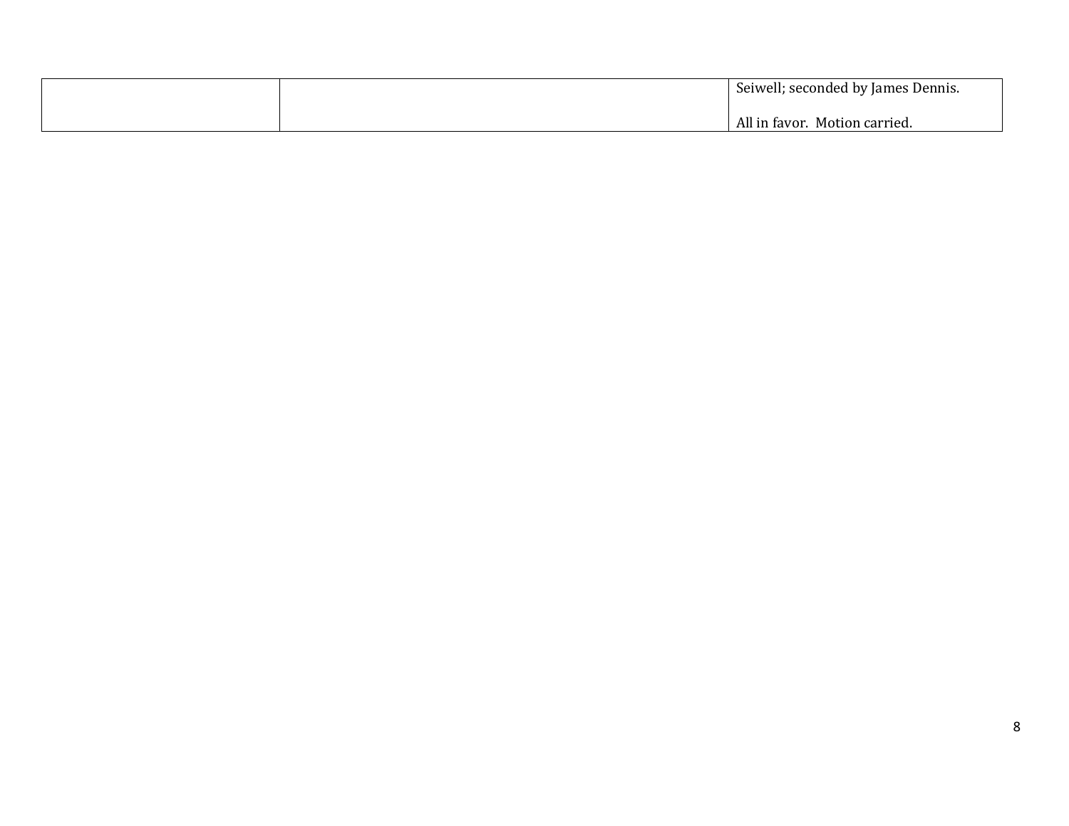| | | |
|---|---|---|
| | | Seiwell; seconded by James Dennis.<br><br>All in favor. Motion carried. |